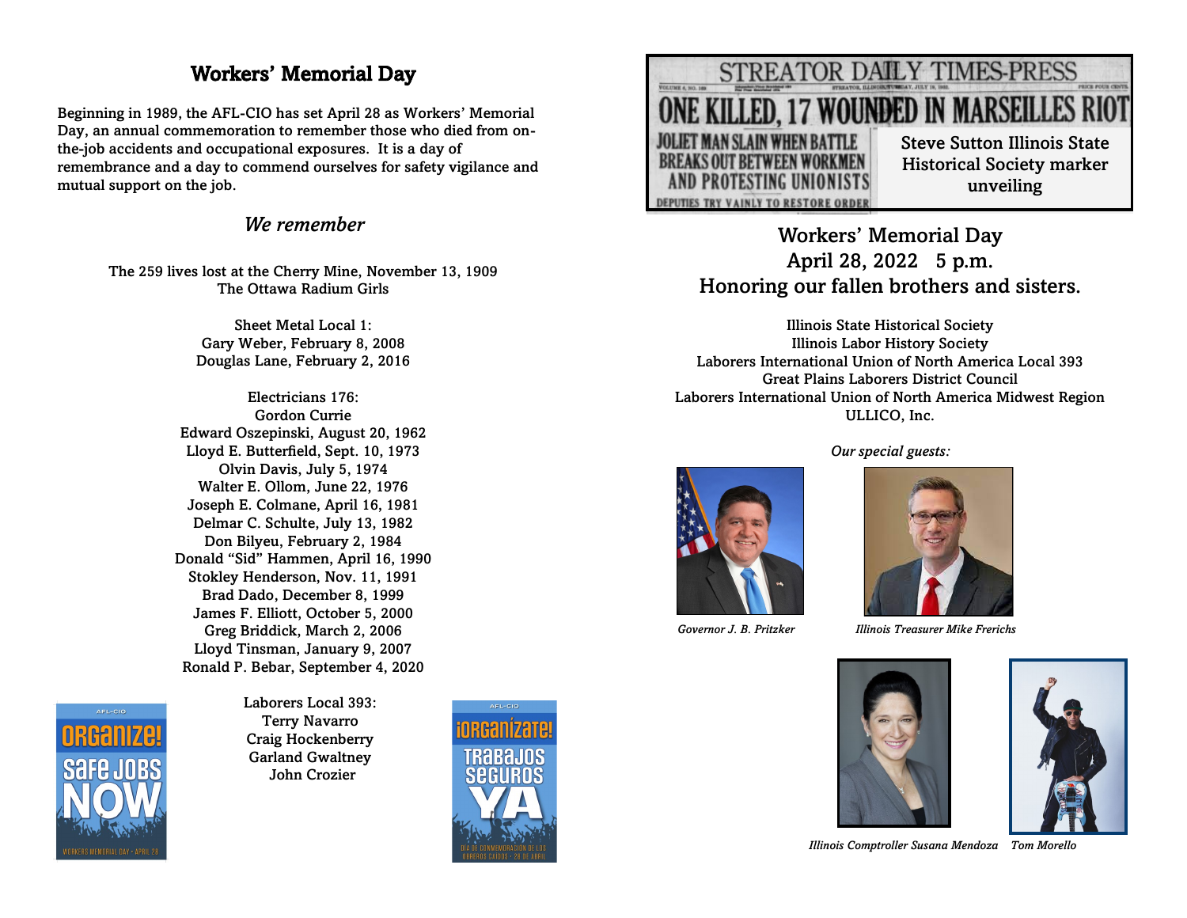## Workers' Memorial Day

Beginning in 1989, the AFL-CIO has set April 28 as Workers' Memorial Day, an annual commemoration to remember those who died from on-the-job accidents and occupational exposures. It is a day of remembrance and a day to commend ourselves for safety vigilance and mutual support on the job.

### *We remember*

The 259 lives lost at the Cherry Mine, November 13, 1909
The Ottawa Radium Girls

Sheet Metal Local 1:
Gary Weber, February 8, 2008
Douglas Lane, February 2, 2016

Electricians 176:
Gordon Currie
Edward Oszepinski, August 20, 1962
Lloyd E. Butterfield, Sept. 10, 1973
Olvin Davis, July 5, 1974
Walter E. Ollom, June 22, 1976
Joseph E. Colmane, April 16, 1981
Delmar C. Schulte, July 13, 1982
Don Bilyeu, February 2, 1984
Donald "Sid" Hammen, April 16, 1990
Stokley Henderson, Nov. 11, 1991
Brad Dado, December 8, 1999
James F. Elliott, October 5, 2000
Greg Briddick, March 2, 2006
Lloyd Tinsman, January 9, 2007
Ronald P. Bebar, September 4, 2020

Laborers Local 393:
Terry Navarro
Craig Hockenberry
Garland Gwaltney
John Crozier

AFL-CIO
ORGANIZE!
SAFE JOBS NOW
WORKERS MEMORIAL DAY • APRIL 28

AFL-CIO
¡ORGANÍZATE!
TRABAJOS SEGUROS YA
DÍA DE CONMEMORACIÓN DE LOS OBREROS CAÍDOS • 28 DE ABRIL

STREATOR DAILY TIMES-PRESS
ONE KILLED, 17 WOUNDED IN MARSEILLES RIOT
JOLIET MAN SLAIN WHEN BATTLE BREAKS OUT BETWEEN WORKMEN AND PROTESTING UNIONISTS
DEPUTIES TRY VAINLY TO RESTORE ORDER

Steve Sutton Illinois State Historical Society marker unveiling

## Workers' Memorial Day
## April 28, 2022 5 p.m.
## Honoring our fallen brothers and sisters.

Illinois State Historical Society
Illinois Labor History Society
Laborers International Union of North America Local 393
Great Plains Laborers District Council
Laborers International Union of North America Midwest Region
ULLICO, Inc.

*Our special guests:*

*Governor J. B. Pritzker*

*Illinois Treasurer Mike Frerichs*

*Illinois Comptroller Susana Mendoza*

*Tom Morello*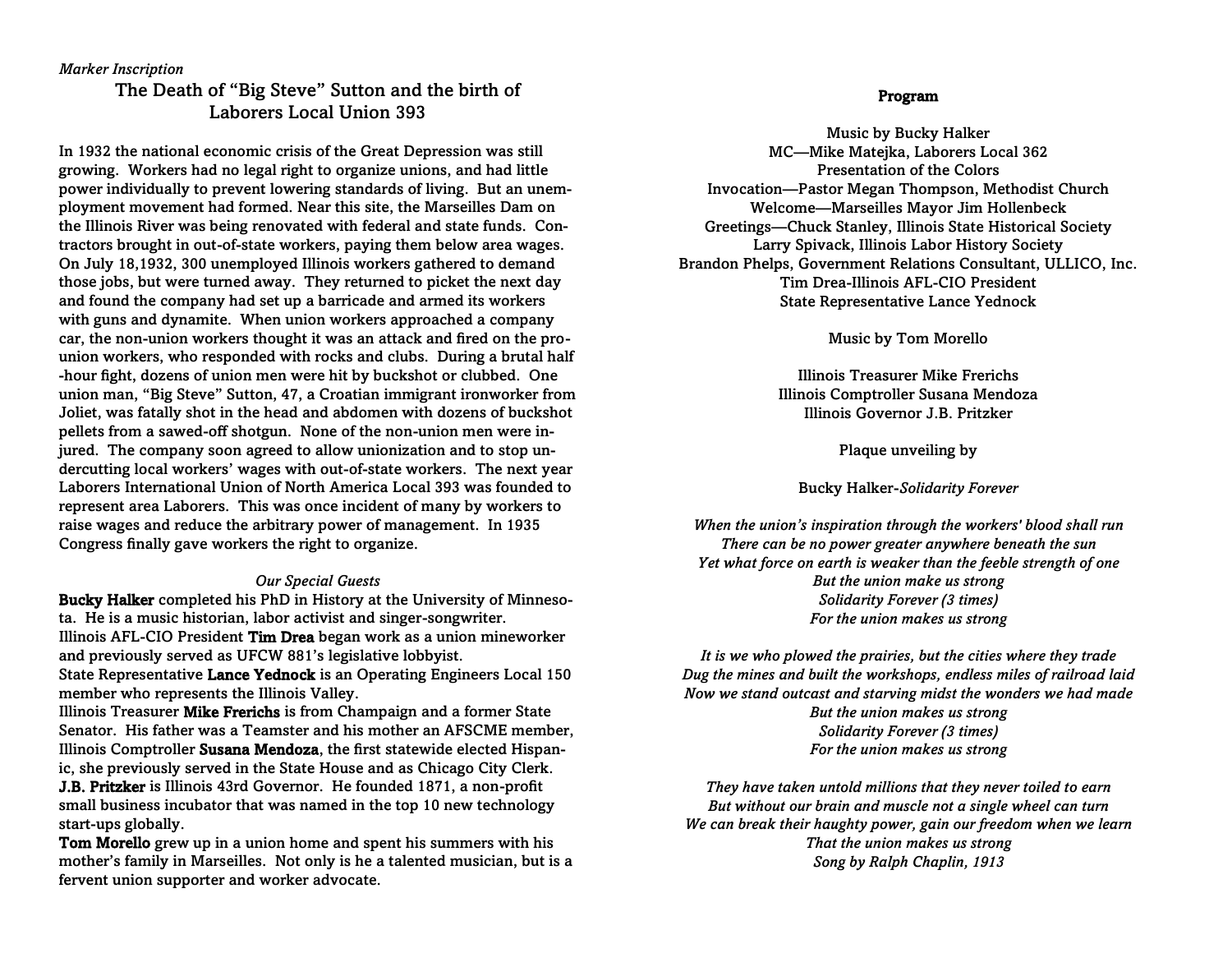*Marker Inscription*

## The Death of "Big Steve" Sutton and the birth of Laborers Local Union 393

In 1932 the national economic crisis of the Great Depression was still growing. Workers had no legal right to organize unions, and had little power individually to prevent lowering standards of living. But an unemployment movement had formed. Near this site, the Marseilles Dam on the Illinois River was being renovated with federal and state funds. Contractors brought in out-of-state workers, paying them below area wages. On July 18,1932, 300 unemployed Illinois workers gathered to demand those jobs, but were turned away. They returned to picket the next day and found the company had set up a barricade and armed its workers with guns and dynamite. When union workers approached a company car, the non-union workers thought it was an attack and fired on the pro-union workers, who responded with rocks and clubs. During a brutal half-hour fight, dozens of union men were hit by buckshot or clubbed. One union man, "Big Steve" Sutton, 47, a Croatian immigrant ironworker from Joliet, was fatally shot in the head and abdomen with dozens of buckshot pellets from a sawed-off shotgun. None of the non-union men were injured. The company soon agreed to allow unionization and to stop undercutting local workers' wages with out-of-state workers. The next year Laborers International Union of North America Local 393 was founded to represent area Laborers. This was once incident of many by workers to raise wages and reduce the arbitrary power of management. In 1935 Congress finally gave workers the right to organize.

### *Our Special Guests*

**Bucky Halker** completed his PhD in History at the University of Minnesota. He is a music historian, labor activist and singer-songwriter.

Illinois AFL-CIO President **Tim Drea** began work as a union mineworker and previously served as UFCW 881's legislative lobbyist.

State Representative **Lance Yednock** is an Operating Engineers Local 150 member who represents the Illinois Valley.

Illinois Treasurer **Mike Frerichs** is from Champaign and a former State Senator. His father was a Teamster and his mother an AFSCME member,

Illinois Comptroller **Susana Mendoza**, the first statewide elected Hispanic, she previously served in the State House and as Chicago City Clerk.

**J.B. Pritzker** is Illinois 43rd Governor. He founded 1871, a non-profit small business incubator that was named in the top 10 new technology start-ups globally.

**Tom Morello** grew up in a union home and spent his summers with his mother's family in Marseilles. Not only is he a talented musician, but is a fervent union supporter and worker advocate.

## Program

Music by Bucky Halker
MC—Mike Matejka, Laborers Local 362
Presentation of the Colors
Invocation—Pastor Megan Thompson, Methodist Church
Welcome—Marseilles Mayor Jim Hollenbeck
Greetings—Chuck Stanley, Illinois State Historical Society
Larry Spivack, Illinois Labor History Society
Brandon Phelps, Government Relations Consultant, ULLICO, Inc.
Tim Drea-Illinois AFL-CIO President
State Representative Lance Yednock

Music by Tom Morello

Illinois Treasurer Mike Frerichs
Illinois Comptroller Susana Mendoza
Illinois Governor J.B. Pritzker

Plaque unveiling by

Bucky Halker-*Solidarity Forever*

*When the union's inspiration through the workers' blood shall run*
*There can be no power greater anywhere beneath the sun*
*Yet what force on earth is weaker than the feeble strength of one*
*But the union make us strong*
*Solidarity Forever (3 times)*
*For the union makes us strong*

*It is we who plowed the prairies, but the cities where they trade*
*Dug the mines and built the workshops, endless miles of railroad laid*
*Now we stand outcast and starving midst the wonders we had made*
*But the union makes us strong*
*Solidarity Forever (3 times)*
*For the union makes us strong*

*They have taken untold millions that they never toiled to earn*
*But without our brain and muscle not a single wheel can turn*
*We can break their haughty power, gain our freedom when we learn*
*That the union makes us strong*
*Song by Ralph Chaplin, 1913*